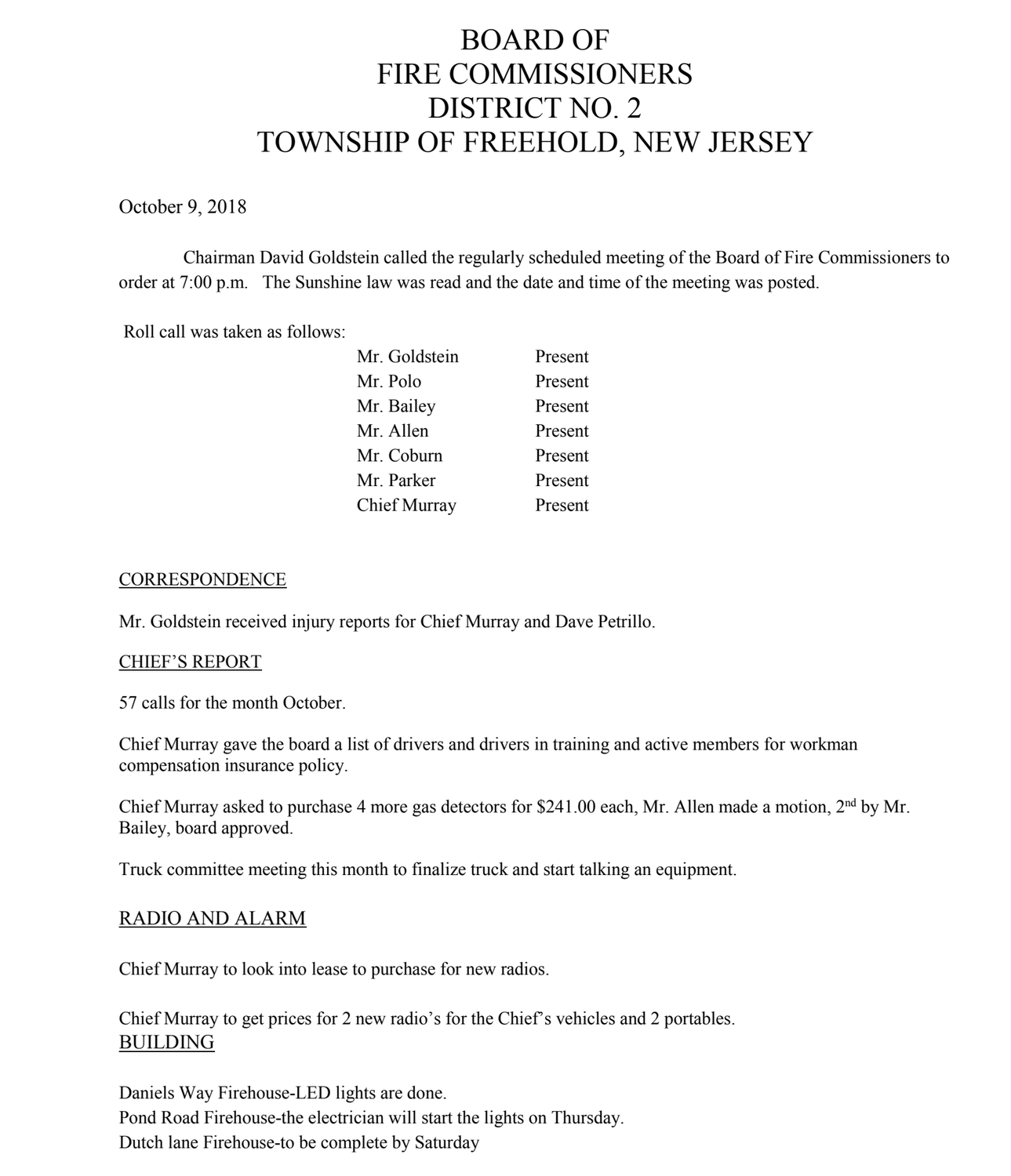# BOARD OF
# FIRE COMMISSIONERS
# DISTRICT NO. 2
# TOWNSHIP OF FREEHOLD, NEW JERSEY

October 9, 2018

Chairman David Goldstein called the regularly scheduled meeting of the Board of Fire Commissioners to order at 7:00 p.m. The Sunshine law was read and the date and time of the meeting was posted.

Roll call was taken as follows:

| | |
|---|---|
| Mr. Goldstein | Present |
| Mr. Polo | Present |
| Mr. Bailey | Present |
| Mr. Allen | Present |
| Mr. Coburn | Present |
| Mr. Parker | Present |
| Chief Murray | Present |

<u>CORRESPONDENCE</u>

Mr. Goldstein received injury reports for Chief Murray and Dave Petrillo.

<u>CHIEF'S REPORT</u>

57 calls for the month October.

Chief Murray gave the board a list of drivers and drivers in training and active members for workman compensation insurance policy.

Chief Murray asked to purchase 4 more gas detectors for $241.00 each, Mr. Allen made a motion, 2nd by Mr. Bailey, board approved.

Truck committee meeting this month to finalize truck and start talking an equipment.

<u>RADIO AND ALARM</u>

Chief Murray to look into lease to purchase for new radios.

Chief Murray to get prices for 2 new radio's for the Chief's vehicles and 2 portables.

<u>BUILDING</u>

Daniels Way Firehouse-LED lights are done.
Pond Road Firehouse-the electrician will start the lights on Thursday.
Dutch lane Firehouse-to be complete by Saturday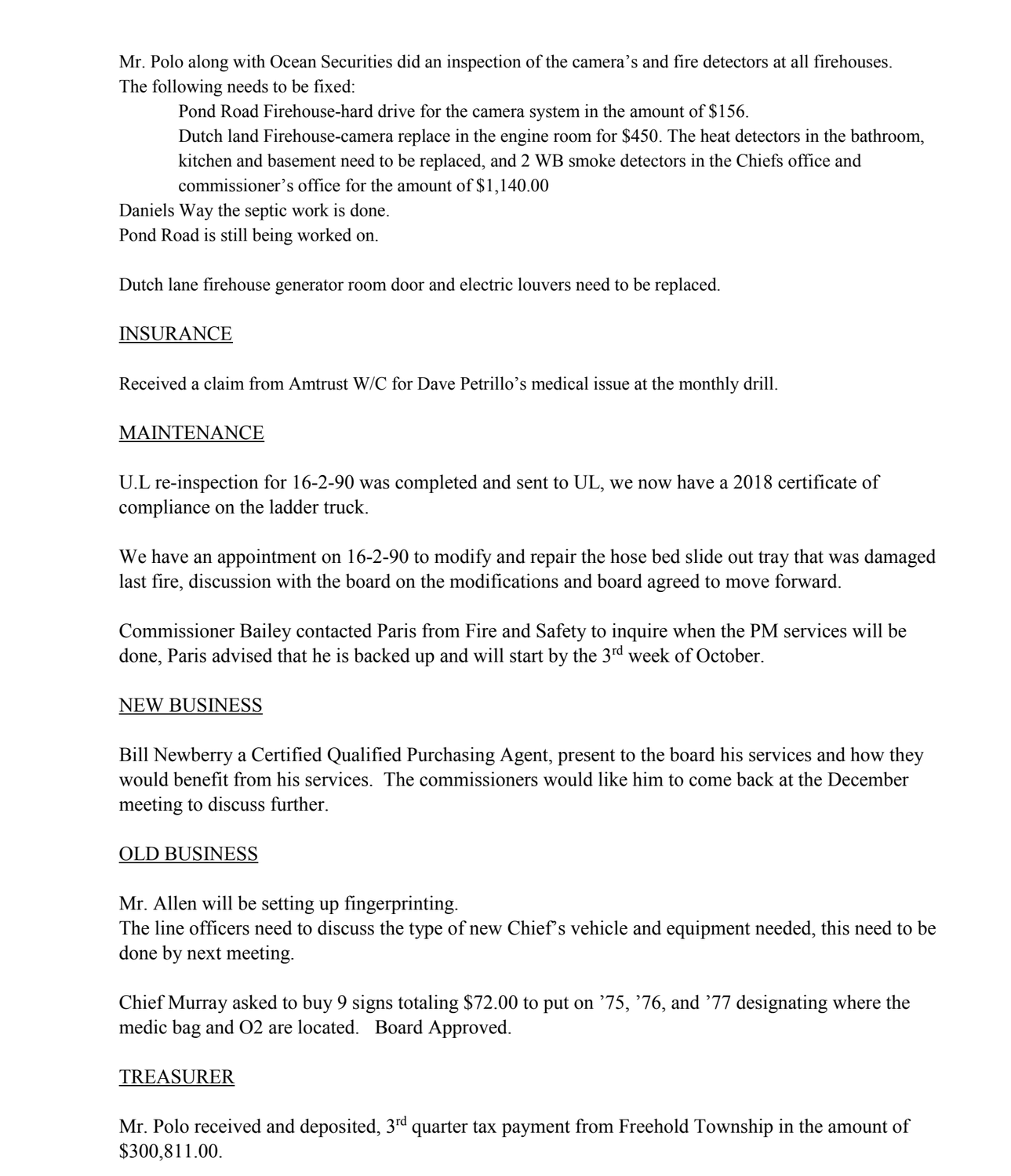Mr. Polo along with Ocean Securities did an inspection of the camera's and fire detectors at all firehouses. The following needs to be fixed:

> Pond Road Firehouse-hard drive for the camera system in the amount of $156.
>
> Dutch land Firehouse-camera replace in the engine room for $450. The heat detectors in the bathroom, kitchen and basement need to be replaced, and 2 WB smoke detectors in the Chiefs office and commissioner's office for the amount of $1,140.00

Daniels Way the septic work is done.
Pond Road is still being worked on.

Dutch lane firehouse generator room door and electric louvers need to be replaced.

## INSURANCE

Received a claim from Amtrust W/C for Dave Petrillo's medical issue at the monthly drill.

## MAINTENANCE

U.L re-inspection for 16-2-90 was completed and sent to UL, we now have a 2018 certificate of compliance on the ladder truck.

We have an appointment on 16-2-90 to modify and repair the hose bed slide out tray that was damaged last fire, discussion with the board on the modifications and board agreed to move forward.

Commissioner Bailey contacted Paris from Fire and Safety to inquire when the PM services will be done, Paris advised that he is backed up and will start by the 3rd week of October.

## NEW BUSINESS

Bill Newberry a Certified Qualified Purchasing Agent, present to the board his services and how they would benefit from his services. The commissioners would like him to come back at the December meeting to discuss further.

## OLD BUSINESS

Mr. Allen will be setting up fingerprinting.
The line officers need to discuss the type of new Chief's vehicle and equipment needed, this need to be done by next meeting.

Chief Murray asked to buy 9 signs totaling $72.00 to put on '75, '76, and '77 designating where the medic bag and O2 are located. Board Approved.

## TREASURER

Mr. Polo received and deposited, 3rd quarter tax payment from Freehold Township in the amount of $300,811.00.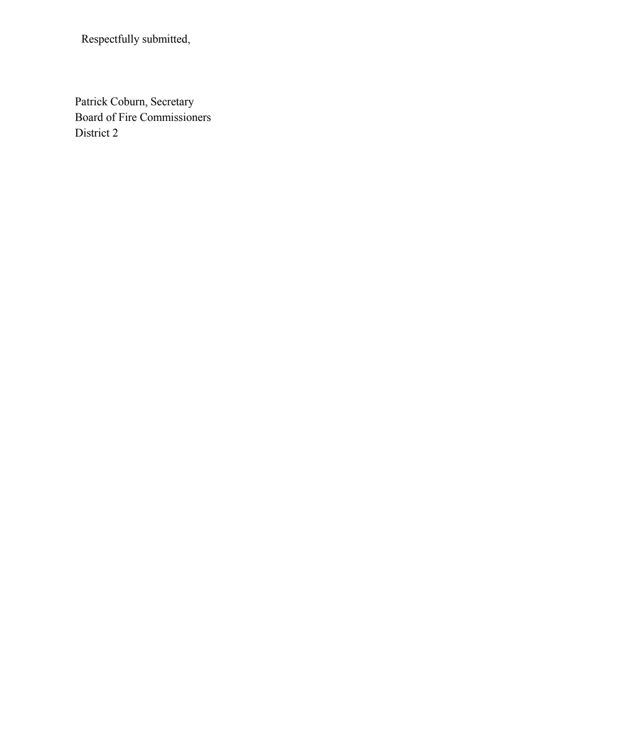Respectfully submitted,

Patrick Coburn, Secretary
Board of Fire Commissioners
District 2